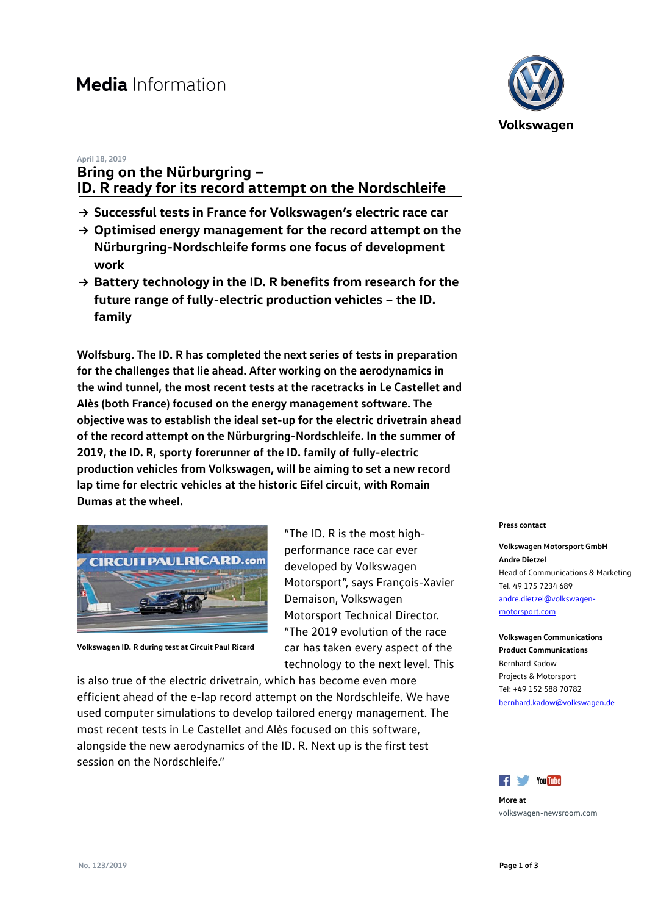# Media Information

Volkswagen

April 18, 2019

## Bring on the Nürburgring – ID. R ready for its record attempt on the Nordschleife

- → **Successful tests in France for Volkswagen's electric race car**
- → **Optimised energy management for the record attempt on the Nürburgring-Nordschleife forms one focus of development work**
- → **Battery technology in the ID. R benefits from research for the future range of fully-electric production vehicles – the ID. family**

**Wolfsburg. The ID. R has completed the next series of tests in preparation for the challenges that lie ahead. After working on the aerodynamics in the wind tunnel, the most recent tests at the racetracks in Le Castellet and Alès (both France) focused on the energy management software. The objective was to establish the ideal set-up for the electric drivetrain ahead of the record attempt on the Nürburgring-Nordschleife. In the summer of 2019, the ID. R, sporty forerunner of the ID. family of fully-electric production vehicles from Volkswagen, will be aiming to set a new record lap time for electric vehicles at the historic Eifel circuit, with Romain Dumas at the wheel.**

**Volkswagen ID. R during test at Circuit Paul Ricard**

"The ID. R is the most high-performance race car ever developed by Volkswagen Motorsport", says François-Xavier Demaison, Volkswagen Motorsport Technical Director. "The 2019 evolution of the race car has taken every aspect of the technology to the next level. This is also true of the electric drivetrain, which has become even more efficient ahead of the e-lap record attempt on the Nordschleife. We have used computer simulations to develop tailored energy management. The most recent tests in Le Castellet and Alès focused on this software, alongside the new aerodynamics of the ID. R. Next up is the first test session on the Nordschleife."

**Press contact**

**Volkswagen Motorsport GmbH**
**Andre Dietzel**
Head of Communications & Marketing
Tel. 49 175 7234 689
andre.dietzel@volkswagen-motorsport.com

**Volkswagen Communications**
**Product Communications**
Bernhard Kadow
Projects & Motorsport
Tel: +49 152 588 70782
bernhard.kadow@volkswagen.de

**More at**
volkswagen-newsroom.com

No. 123/2019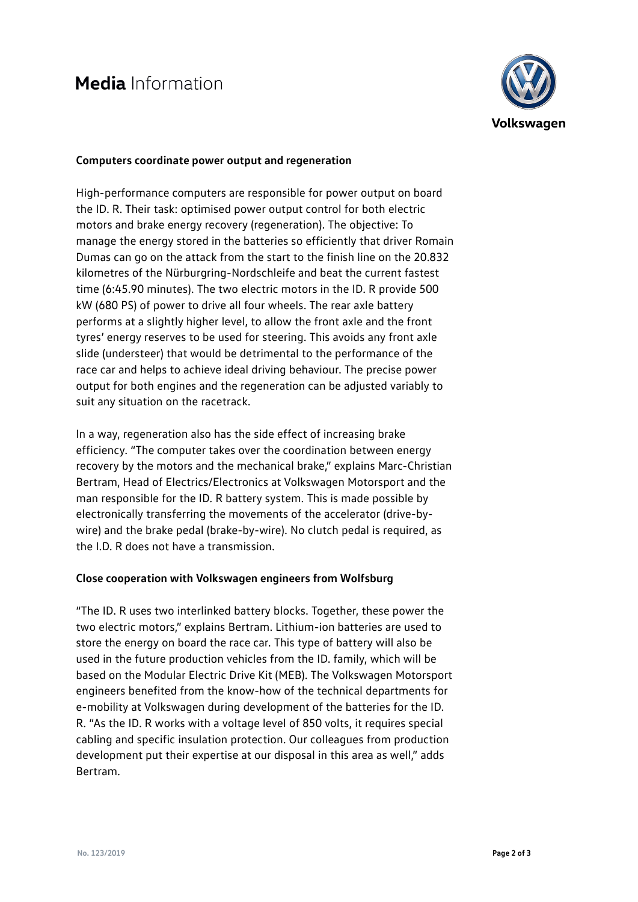## Computers coordinate power output and regeneration

High-performance computers are responsible for power output on board the ID. R. Their task: optimised power output control for both electric motors and brake energy recovery (regeneration). The objective: To manage the energy stored in the batteries so efficiently that driver Romain Dumas can go on the attack from the start to the finish line on the 20.832 kilometres of the Nürburgring-Nordschleife and beat the current fastest time (6:45.90 minutes). The two electric motors in the ID. R provide 500 kW (680 PS) of power to drive all four wheels. The rear axle battery performs at a slightly higher level, to allow the front axle and the front tyres' energy reserves to be used for steering. This avoids any front axle slide (understeer) that would be detrimental to the performance of the race car and helps to achieve ideal driving behaviour. The precise power output for both engines and the regeneration can be adjusted variably to suit any situation on the racetrack.

In a way, regeneration also has the side effect of increasing brake efficiency. "The computer takes over the coordination between energy recovery by the motors and the mechanical brake," explains Marc-Christian Bertram, Head of Electrics/Electronics at Volkswagen Motorsport and the man responsible for the ID. R battery system. This is made possible by electronically transferring the movements of the accelerator (drive-by-wire) and the brake pedal (brake-by-wire). No clutch pedal is required, as the I.D. R does not have a transmission.

## Close cooperation with Volkswagen engineers from Wolfsburg

"The ID. R uses two interlinked battery blocks. Together, these power the two electric motors," explains Bertram. Lithium-ion batteries are used to store the energy on board the race car. This type of battery will also be used in the future production vehicles from the ID. family, which will be based on the Modular Electric Drive Kit (MEB). The Volkswagen Motorsport engineers benefited from the know-how of the technical departments for e-mobility at Volkswagen during development of the batteries for the ID. R. "As the ID. R works with a voltage level of 850 volts, it requires special cabling and specific insulation protection. Our colleagues from production development put their expertise at our disposal in this area as well," adds Bertram.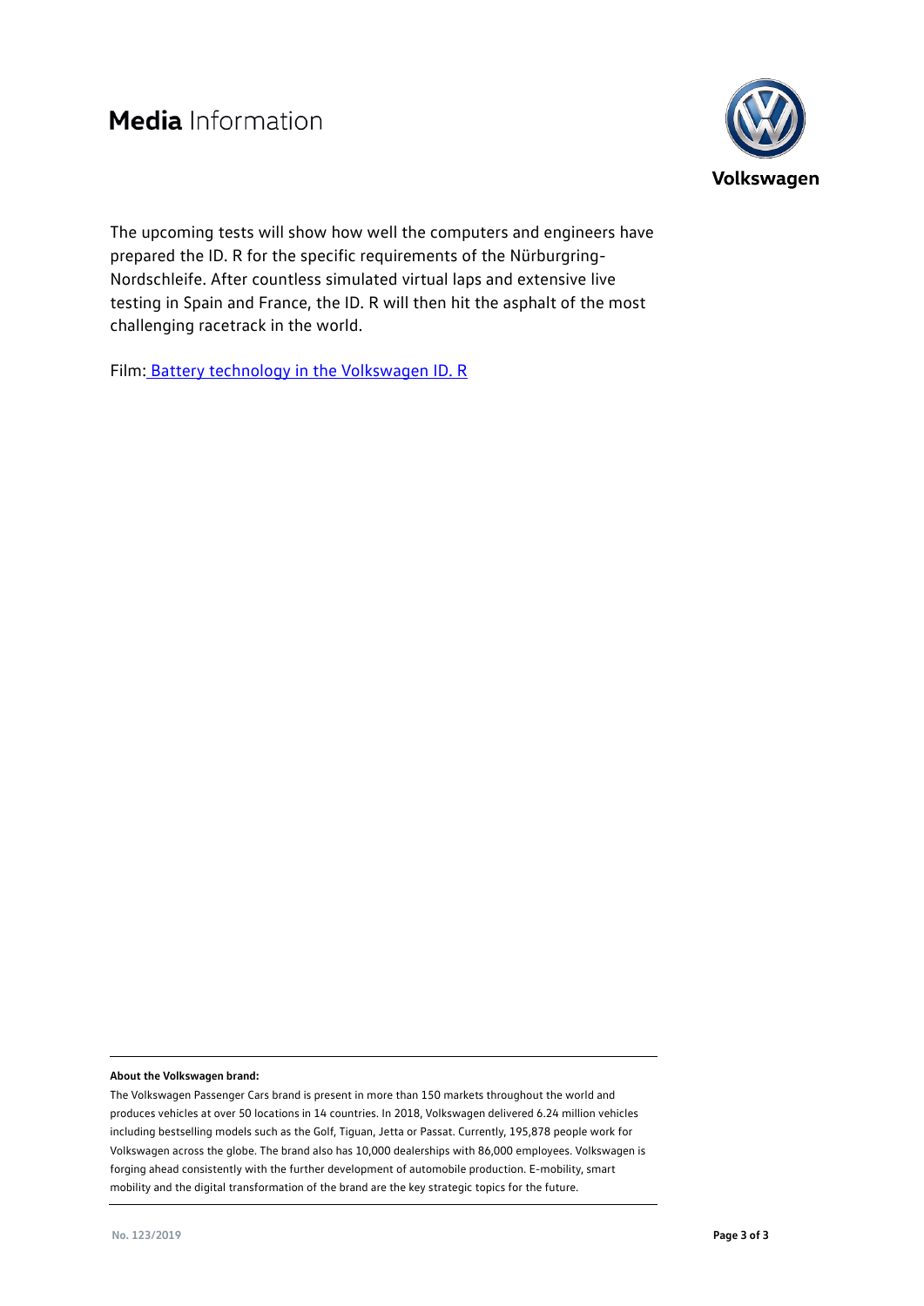The upcoming tests will show how well the computers and engineers have prepared the ID. R for the specific requirements of the Nürburgring-Nordschleife. After countless simulated virtual laps and extensive live testing in Spain and France, the ID. R will then hit the asphalt of the most challenging racetrack in the world.

Film: Battery technology in the Volkswagen ID. R

**About the Volkswagen brand:**

The Volkswagen Passenger Cars brand is present in more than 150 markets throughout the world and produces vehicles at over 50 locations in 14 countries. In 2018, Volkswagen delivered 6.24 million vehicles including bestselling models such as the Golf, Tiguan, Jetta or Passat. Currently, 195,878 people work for Volkswagen across the globe. The brand also has 10,000 dealerships with 86,000 employees. Volkswagen is forging ahead consistently with the further development of automobile production. E-mobility, smart mobility and the digital transformation of the brand are the key strategic topics for the future.